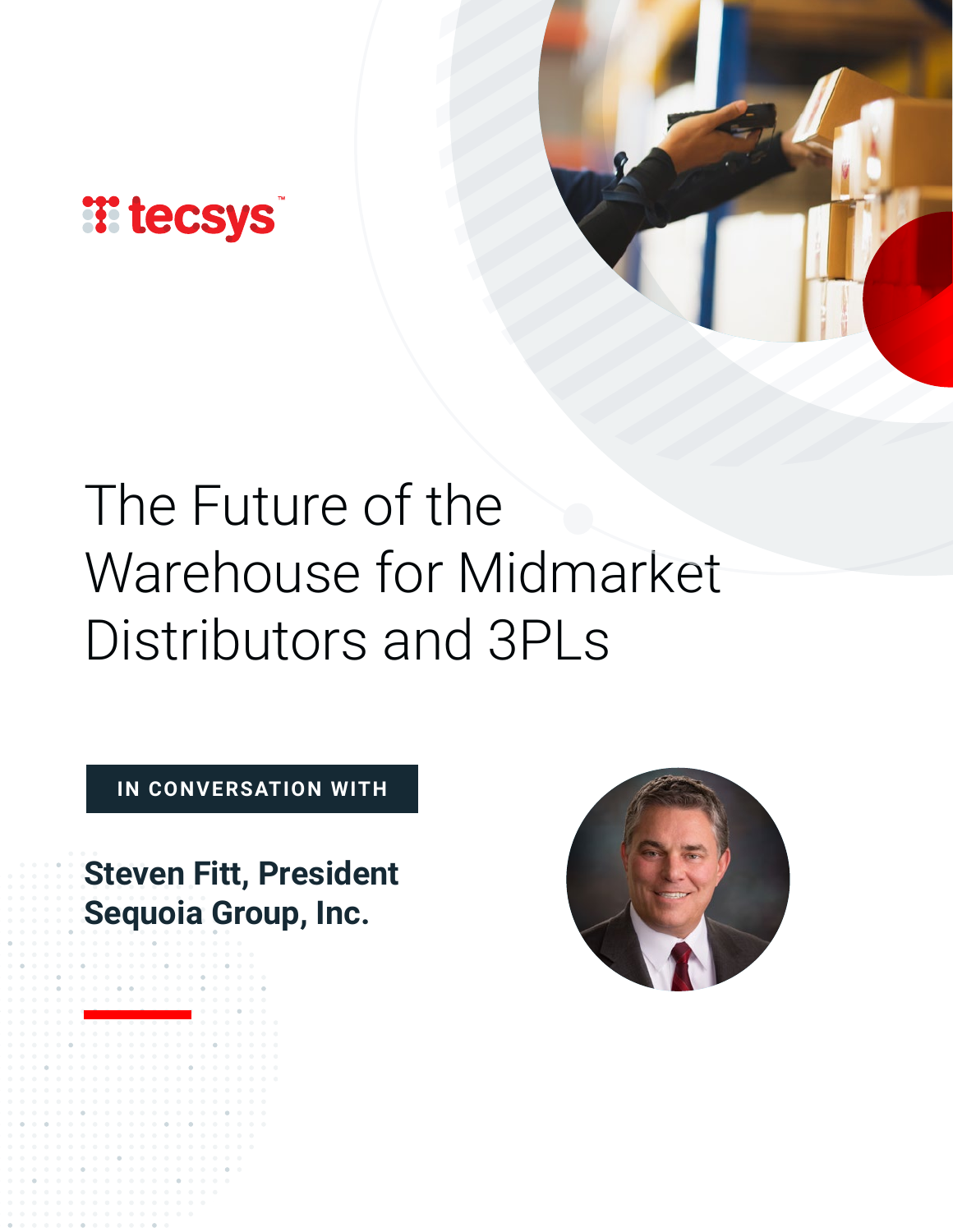tecsys

# The Future of the Warehouse for Midmarket Distributors and 3PLs

IN CONVERSATION WITH

**Steven Fitt, President**
**Sequoia Group, Inc.**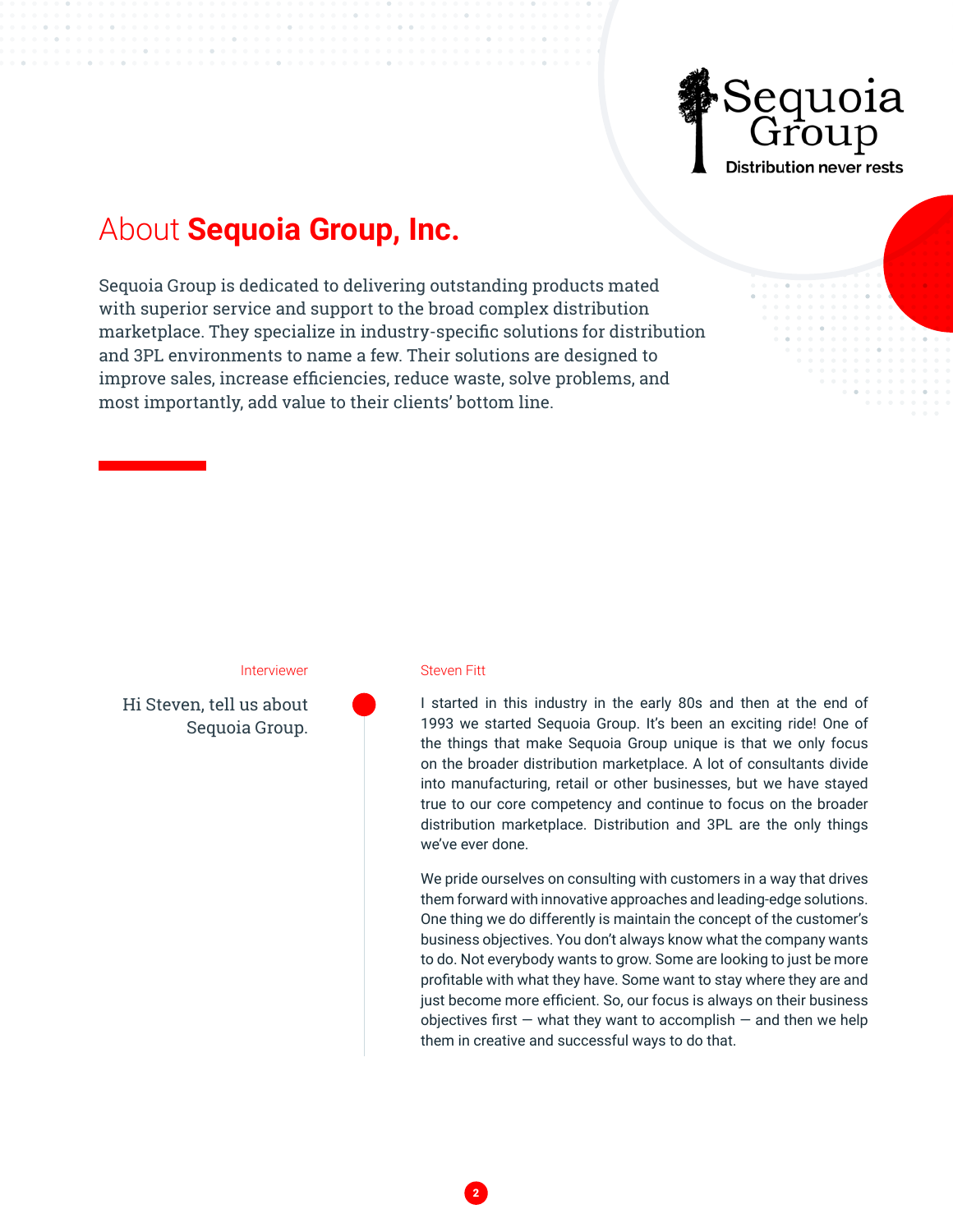Sequoia Group

Distribution never rests

# About **Sequoia Group, Inc.**

Sequoia Group is dedicated to delivering outstanding products mated with superior service and support to the broad complex distribution marketplace. They specialize in industry-specific solutions for distribution and 3PL environments to name a few. Their solutions are designed to improve sales, increase efficiencies, reduce waste, solve problems, and most importantly, add value to their clients' bottom line.

Interviewer

Hi Steven, tell us about Sequoia Group.

Steven Fitt

I started in this industry in the early 80s and then at the end of 1993 we started Sequoia Group. It's been an exciting ride! One of the things that make Sequoia Group unique is that we only focus on the broader distribution marketplace. A lot of consultants divide into manufacturing, retail or other businesses, but we have stayed true to our core competency and continue to focus on the broader distribution marketplace. Distribution and 3PL are the only things we've ever done.

We pride ourselves on consulting with customers in a way that drives them forward with innovative approaches and leading-edge solutions. One thing we do differently is maintain the concept of the customer's business objectives. You don't always know what the company wants to do. Not everybody wants to grow. Some are looking to just be more profitable with what they have. Some want to stay where they are and just become more efficient. So, our focus is always on their business objectives first — what they want to accomplish — and then we help them in creative and successful ways to do that.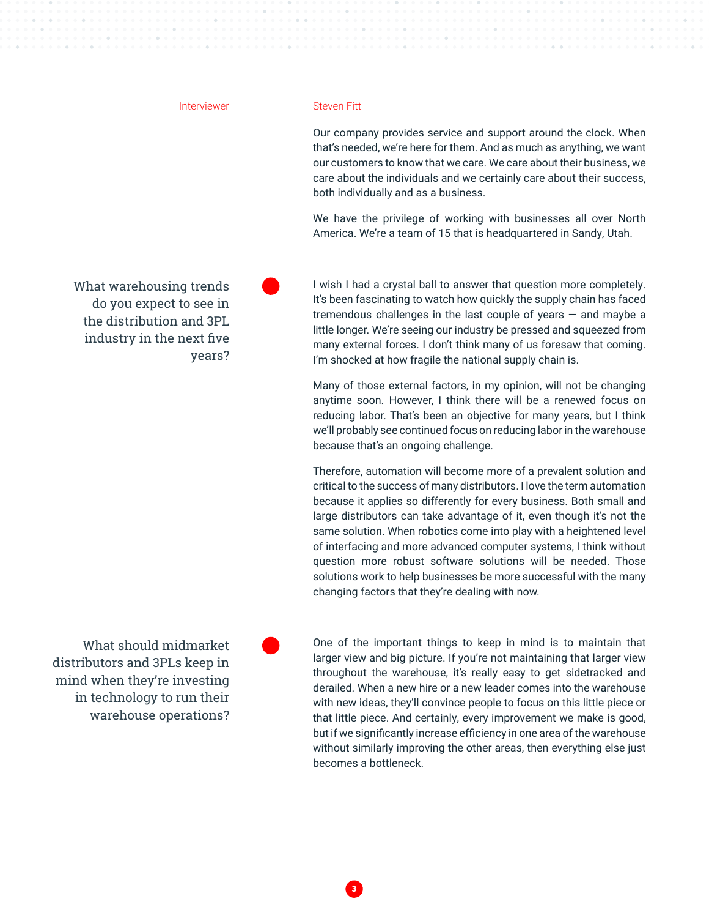**Interviewer** | **Steven Fitt**

Our company provides service and support around the clock. When that's needed, we're here for them. And as much as anything, we want our customers to know that we care. We care about their business, we care about the individuals and we certainly care about their success, both individually and as a business.

We have the privilege of working with businesses all over North America. We're a team of 15 that is headquartered in Sandy, Utah.

### What warehousing trends do you expect to see in the distribution and 3PL industry in the next five years?

I wish I had a crystal ball to answer that question more completely. It's been fascinating to watch how quickly the supply chain has faced tremendous challenges in the last couple of years — and maybe a little longer. We're seeing our industry be pressed and squeezed from many external forces. I don't think many of us foresaw that coming. I'm shocked at how fragile the national supply chain is.

Many of those external factors, in my opinion, will not be changing anytime soon. However, I think there will be a renewed focus on reducing labor. That's been an objective for many years, but I think we'll probably see continued focus on reducing labor in the warehouse because that's an ongoing challenge.

Therefore, automation will become more of a prevalent solution and critical to the success of many distributors. I love the term automation because it applies so differently for every business. Both small and large distributors can take advantage of it, even though it's not the same solution. When robotics come into play with a heightened level of interfacing and more advanced computer systems, I think without question more robust software solutions will be needed. Those solutions work to help businesses be more successful with the many changing factors that they're dealing with now.

### What should midmarket distributors and 3PLs keep in mind when they're investing in technology to run their warehouse operations?

One of the important things to keep in mind is to maintain that larger view and big picture. If you're not maintaining that larger view throughout the warehouse, it's really easy to get sidetracked and derailed. When a new hire or a new leader comes into the warehouse with new ideas, they'll convince people to focus on this little piece or that little piece. And certainly, every improvement we make is good, but if we significantly increase efficiency in one area of the warehouse without similarly improving the other areas, then everything else just becomes a bottleneck.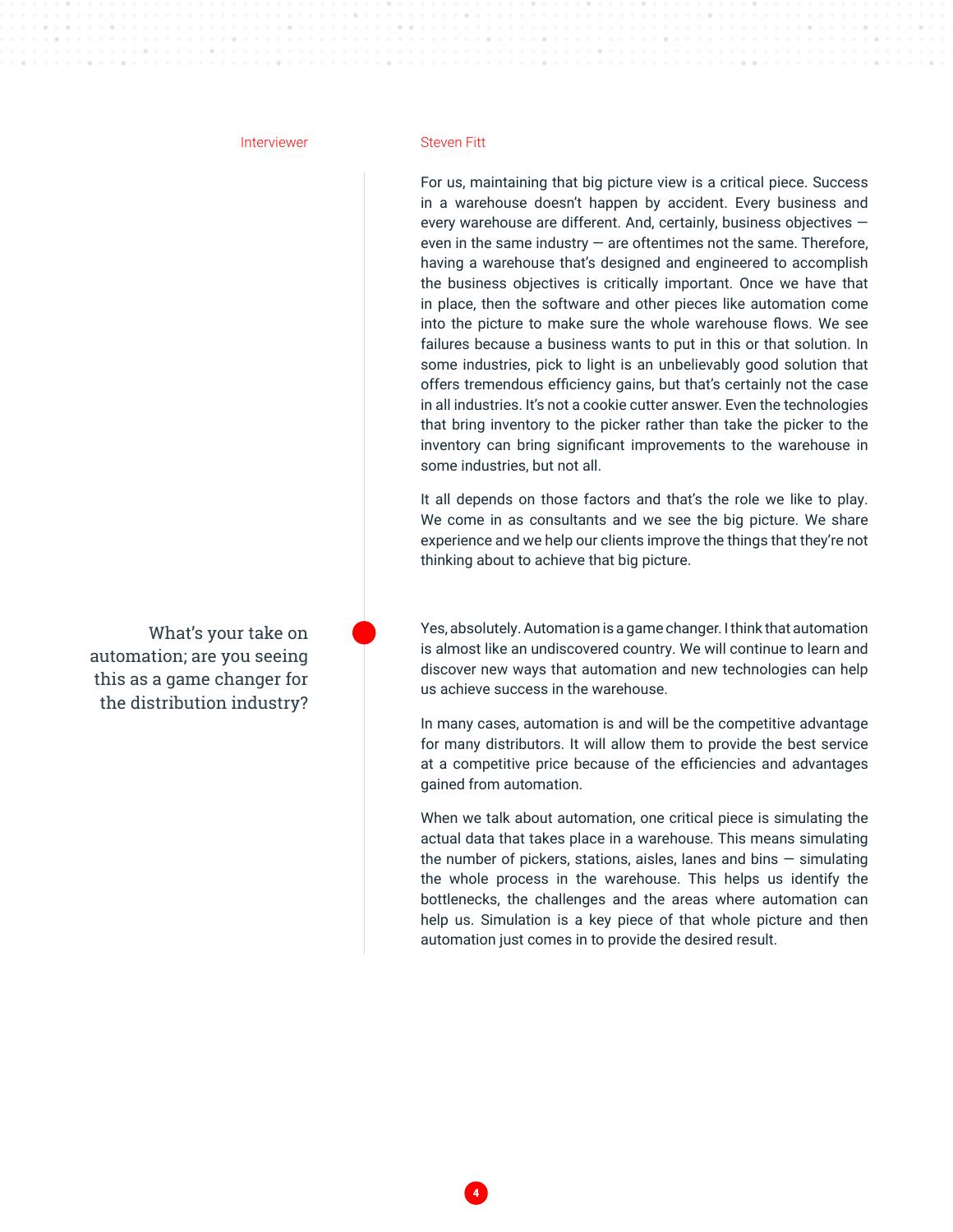**Interviewer** | **Steven Fitt**

For us, maintaining that big picture view is a critical piece. Success in a warehouse doesn't happen by accident. Every business and every warehouse are different. And, certainly, business objectives — even in the same industry — are oftentimes not the same. Therefore, having a warehouse that's designed and engineered to accomplish the business objectives is critically important. Once we have that in place, then the software and other pieces like automation come into the picture to make sure the whole warehouse flows. We see failures because a business wants to put in this or that solution. In some industries, pick to light is an unbelievably good solution that offers tremendous efficiency gains, but that's certainly not the case in all industries. It's not a cookie cutter answer. Even the technologies that bring inventory to the picker rather than take the picker to the inventory can bring significant improvements to the warehouse in some industries, but not all.

It all depends on those factors and that's the role we like to play. We come in as consultants and we see the big picture. We share experience and we help our clients improve the things that they're not thinking about to achieve that big picture.

**What's your take on automation; are you seeing this as a game changer for the distribution industry?**

Yes, absolutely. Automation is a game changer. I think that automation is almost like an undiscovered country. We will continue to learn and discover new ways that automation and new technologies can help us achieve success in the warehouse.

In many cases, automation is and will be the competitive advantage for many distributors. It will allow them to provide the best service at a competitive price because of the efficiencies and advantages gained from automation.

When we talk about automation, one critical piece is simulating the actual data that takes place in a warehouse. This means simulating the number of pickers, stations, aisles, lanes and bins — simulating the whole process in the warehouse. This helps us identify the bottlenecks, the challenges and the areas where automation can help us. Simulation is a key piece of that whole picture and then automation just comes in to provide the desired result.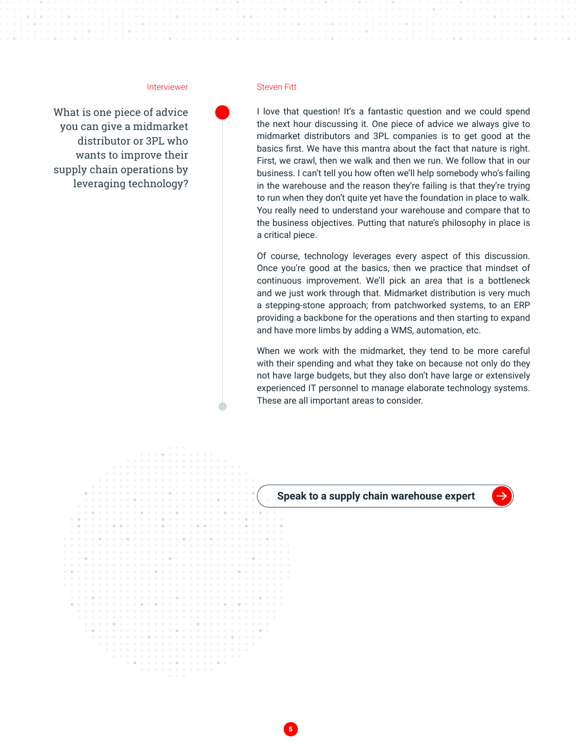Interviewer

**What is one piece of advice you can give a midmarket distributor or 3PL who wants to improve their supply chain operations by leveraging technology?**

Steven Fitt

I love that question! It's a fantastic question and we could spend the next hour discussing it. One piece of advice we always give to midmarket distributors and 3PL companies is to get good at the basics first. We have this mantra about the fact that nature is right. First, we crawl, then we walk and then we run. We follow that in our business. I can't tell you how often we'll help somebody who's failing in the warehouse and the reason they're failing is that they're trying to run when they don't quite yet have the foundation in place to walk. You really need to understand your warehouse and compare that to the business objectives. Putting that nature's philosophy in place is a critical piece.

Of course, technology leverages every aspect of this discussion. Once you're good at the basics, then we practice that mindset of continuous improvement. We'll pick an area that is a bottleneck and we just work through that. Midmarket distribution is very much a stepping-stone approach; from patchworked systems, to an ERP providing a backbone for the operations and then starting to expand and have more limbs by adding a WMS, automation, etc.

When we work with the midmarket, they tend to be more careful with their spending and what they take on because not only do they not have large budgets, but they also don't have large or extensively experienced IT personnel to manage elaborate technology systems. These are all important areas to consider.

**Speak to a supply chain warehouse expert**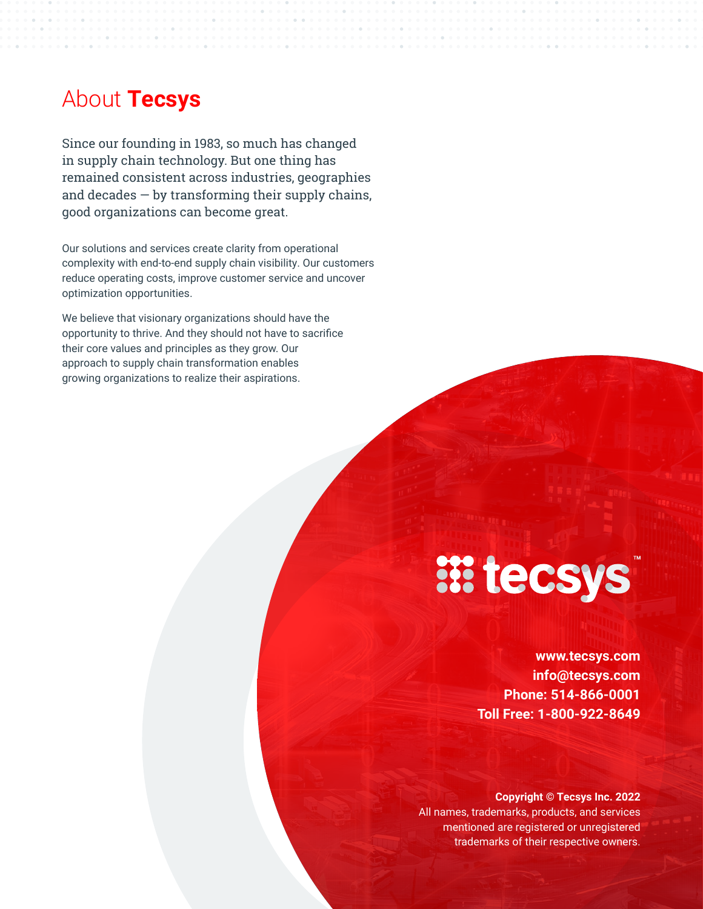# About **Tecsys**

Since our founding in 1983, so much has changed in supply chain technology. But one thing has remained consistent across industries, geographies and decades — by transforming their supply chains, good organizations can become great.

Our solutions and services create clarity from operational complexity with end-to-end supply chain visibility. Our customers reduce operating costs, improve customer service and uncover optimization opportunities.

We believe that visionary organizations should have the opportunity to thrive. And they should not have to sacrifice their core values and principles as they grow. Our approach to supply chain transformation enables growing organizations to realize their aspirations.

tecsys™

**www.tecsys.com**
**info@tecsys.com**
**Phone: 514-866-0001**
**Toll Free: 1-800-922-8649**

**Copyright © Tecsys Inc. 2022**
All names, trademarks, products, and services mentioned are registered or unregistered trademarks of their respective owners.